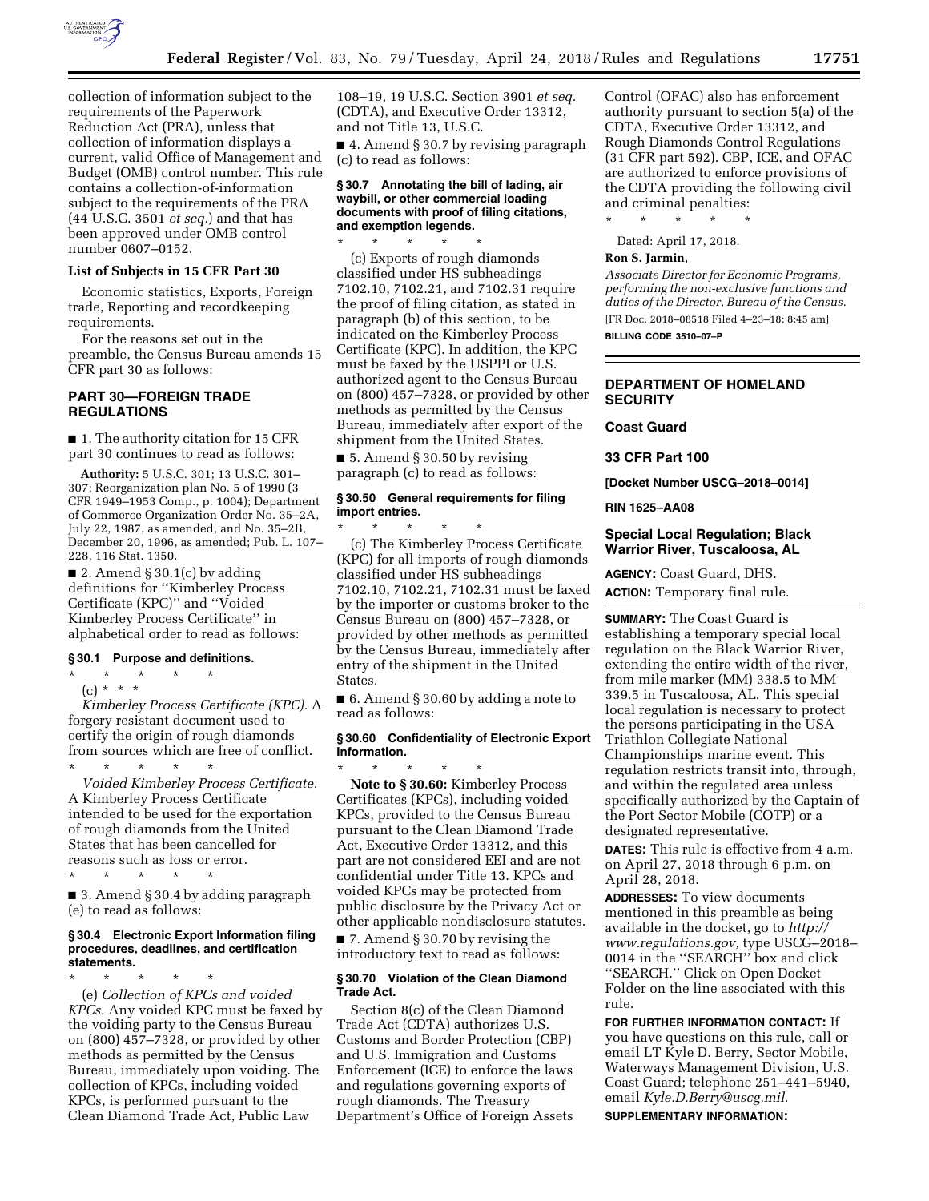collection of information subject to the requirements of the Paperwork Reduction Act (PRA), unless that collection of information displays a current, valid Office of Management and Budget (OMB) control number. This rule contains a collection-of-information subject to the requirements of the PRA (44 U.S.C. 3501 *et seq.*) and that has been approved under OMB control number 0607–0152.

**List of Subjects in 15 CFR Part 30**

Economic statistics, Exports, Foreign trade, Reporting and recordkeeping requirements.

For the reasons set out in the preamble, the Census Bureau amends 15 CFR part 30 as follows:

## PART 30—FOREIGN TRADE REGULATIONS

■ 1. The authority citation for 15 CFR part 30 continues to read as follows:

**Authority:** 5 U.S.C. 301; 13 U.S.C. 301–307; Reorganization plan No. 5 of 1990 (3 CFR 1949–1953 Comp., p. 1004); Department of Commerce Organization Order No. 35–2A, July 22, 1987, as amended, and No. 35–2B, December 20, 1996, as amended; Pub. L. 107–228, 116 Stat. 1350.

■ 2. Amend § 30.1(c) by adding definitions for ''Kimberley Process Certificate (KPC)'' and ''Voided Kimberley Process Certificate'' in alphabetical order to read as follows:

### § 30.1 Purpose and definitions.

\* \* \* \* \*

(c) \* \* \*

*Kimberley Process Certificate (KPC).* A forgery resistant document used to certify the origin of rough diamonds from sources which are free of conflict.

\* \* \* \* \*

*Voided Kimberley Process Certificate.* A Kimberley Process Certificate intended to be used for the exportation of rough diamonds from the United States that has been cancelled for reasons such as loss or error.

\* \* \* \* \*

■ 3. Amend § 30.4 by adding paragraph (e) to read as follows:

### § 30.4 Electronic Export Information filing procedures, deadlines, and certification statements.

\* \* \* \* \*

(e) *Collection of KPCs and voided KPCs.* Any voided KPC must be faxed by the voiding party to the Census Bureau on (800) 457–7328, or provided by other methods as permitted by the Census Bureau, immediately upon voiding. The collection of KPCs, including voided KPCs, is performed pursuant to the Clean Diamond Trade Act, Public Law 108–19, 19 U.S.C. Section 3901 *et seq.* (CDTA), and Executive Order 13312, and not Title 13, U.S.C.

■ 4. Amend § 30.7 by revising paragraph (c) to read as follows:

### § 30.7 Annotating the bill of lading, air waybill, or other commercial loading documents with proof of filing citations, and exemption legends.

\* \* \* \* \*

(c) Exports of rough diamonds classified under HS subheadings 7102.10, 7102.21, and 7102.31 require the proof of filing citation, as stated in paragraph (b) of this section, to be indicated on the Kimberley Process Certificate (KPC). In addition, the KPC must be faxed by the USPPI or U.S. authorized agent to the Census Bureau on (800) 457–7328, or provided by other methods as permitted by the Census Bureau, immediately after export of the shipment from the United States.

■ 5. Amend § 30.50 by revising paragraph (c) to read as follows:

### § 30.50 General requirements for filing import entries.

\* \* \* \* \*

(c) The Kimberley Process Certificate (KPC) for all imports of rough diamonds classified under HS subheadings 7102.10, 7102.21, 7102.31 must be faxed by the importer or customs broker to the Census Bureau on (800) 457–7328, or provided by other methods as permitted by the Census Bureau, immediately after entry of the shipment in the United States.

■ 6. Amend § 30.60 by adding a note to read as follows:

### § 30.60 Confidentiality of Electronic Export Information.

\* \* \* \* \*

**Note to § 30.60:** Kimberley Process Certificates (KPCs), including voided KPCs, provided to the Census Bureau pursuant to the Clean Diamond Trade Act, Executive Order 13312, and this part are not considered EEI and are not confidential under Title 13. KPCs and voided KPCs may be protected from public disclosure by the Privacy Act or other applicable nondisclosure statutes.

■ 7. Amend § 30.70 by revising the introductory text to read as follows:

### § 30.70 Violation of the Clean Diamond Trade Act.

Section 8(c) of the Clean Diamond Trade Act (CDTA) authorizes U.S. Customs and Border Protection (CBP) and U.S. Immigration and Customs Enforcement (ICE) to enforce the laws and regulations governing exports of rough diamonds. The Treasury Department's Office of Foreign Assets Control (OFAC) also has enforcement authority pursuant to section 5(a) of the CDTA, Executive Order 13312, and Rough Diamonds Control Regulations (31 CFR part 592). CBP, ICE, and OFAC are authorized to enforce provisions of the CDTA providing the following civil and criminal penalties:

\* \* \* \* \*

Dated: April 17, 2018.

**Ron S. Jarmin,**

*Associate Director for Economic Programs, performing the non-exclusive functions and duties of the Director, Bureau of the Census.*

[FR Doc. 2018–08518 Filed 4–23–18; 8:45 am]

**BILLING CODE 3510–07–P**

## DEPARTMENT OF HOMELAND SECURITY

## Coast Guard

## 33 CFR Part 100

**[Docket Number USCG–2018–0014]**

**RIN 1625–AA08**

## Special Local Regulation; Black Warrior River, Tuscaloosa, AL

**AGENCY:** Coast Guard, DHS.

**ACTION:** Temporary final rule.

**SUMMARY:** The Coast Guard is establishing a temporary special local regulation on the Black Warrior River, extending the entire width of the river, from mile marker (MM) 338.5 to MM 339.5 in Tuscaloosa, AL. This special local regulation is necessary to protect the persons participating in the USA Triathlon Collegiate National Championships marine event. This regulation restricts transit into, through, and within the regulated area unless specifically authorized by the Captain of the Port Sector Mobile (COTP) or a designated representative.

**DATES:** This rule is effective from 4 a.m. on April 27, 2018 through 6 p.m. on April 28, 2018.

**ADDRESSES:** To view documents mentioned in this preamble as being available in the docket, go to *http://www.regulations.gov,* type USCG–2018–0014 in the ''SEARCH'' box and click ''SEARCH.'' Click on Open Docket Folder on the line associated with this rule.

**FOR FURTHER INFORMATION CONTACT:** If you have questions on this rule, call or email LT Kyle D. Berry, Sector Mobile, Waterways Management Division, U.S. Coast Guard; telephone 251–441–5940, email *Kyle.D.Berry@uscg.mil*.

**SUPPLEMENTARY INFORMATION:**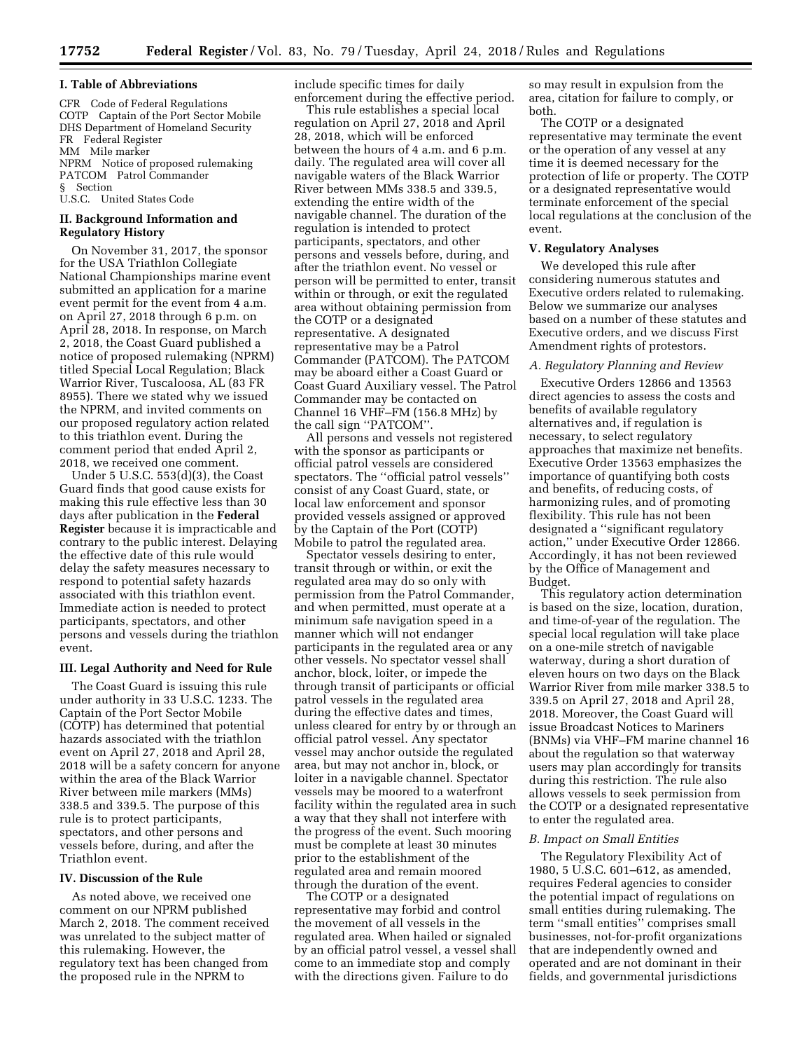## I. Table of Abbreviations

CFR Code of Federal Regulations
COTP Captain of the Port Sector Mobile
DHS Department of Homeland Security
FR Federal Register
MM Mile marker
NPRM Notice of proposed rulemaking
PATCOM Patrol Commander
§ Section
U.S.C. United States Code

## II. Background Information and Regulatory History

On November 31, 2017, the sponsor for the USA Triathlon Collegiate National Championships marine event submitted an application for a marine event permit for the event from 4 a.m. on April 27, 2018 through 6 p.m. on April 28, 2018. In response, on March 2, 2018, the Coast Guard published a notice of proposed rulemaking (NPRM) titled Special Local Regulation; Black Warrior River, Tuscaloosa, AL (83 FR 8955). There we stated why we issued the NPRM, and invited comments on our proposed regulatory action related to this triathlon event. During the comment period that ended April 2, 2018, we received one comment.

Under 5 U.S.C. 553(d)(3), the Coast Guard finds that good cause exists for making this rule effective less than 30 days after publication in the **Federal Register** because it is impracticable and contrary to the public interest. Delaying the effective date of this rule would delay the safety measures necessary to respond to potential safety hazards associated with this triathlon event. Immediate action is needed to protect participants, spectators, and other persons and vessels during the triathlon event.

## III. Legal Authority and Need for Rule

The Coast Guard is issuing this rule under authority in 33 U.S.C. 1233. The Captain of the Port Sector Mobile (COTP) has determined that potential hazards associated with the triathlon event on April 27, 2018 and April 28, 2018 will be a safety concern for anyone within the area of the Black Warrior River between mile markers (MMs) 338.5 and 339.5. The purpose of this rule is to protect participants, spectators, and other persons and vessels before, during, and after the Triathlon event.

## IV. Discussion of the Rule

As noted above, we received one comment on our NPRM published March 2, 2018. The comment received was unrelated to the subject matter of this rulemaking. However, the regulatory text has been changed from the proposed rule in the NPRM to include specific times for daily enforcement during the effective period.

This rule establishes a special local regulation on April 27, 2018 and April 28, 2018, which will be enforced between the hours of 4 a.m. and 6 p.m. daily. The regulated area will cover all navigable waters of the Black Warrior River between MMs 338.5 and 339.5, extending the entire width of the navigable channel. The duration of the regulation is intended to protect participants, spectators, and other persons and vessels before, during, and after the triathlon event. No vessel or person will be permitted to enter, transit within or through, or exit the regulated area without obtaining permission from the COTP or a designated representative. A designated representative may be a Patrol Commander (PATCOM). The PATCOM may be aboard either a Coast Guard or Coast Guard Auxiliary vessel. The Patrol Commander may be contacted on Channel 16 VHF–FM (156.8 MHz) by the call sign ''PATCOM''.

All persons and vessels not registered with the sponsor as participants or official patrol vessels are considered spectators. The ''official patrol vessels'' consist of any Coast Guard, state, or local law enforcement and sponsor provided vessels assigned or approved by the Captain of the Port (COTP) Mobile to patrol the regulated area.

Spectator vessels desiring to enter, transit through or within, or exit the regulated area may do so only with permission from the Patrol Commander, and when permitted, must operate at a minimum safe navigation speed in a manner which will not endanger participants in the regulated area or any other vessels. No spectator vessel shall anchor, block, loiter, or impede the through transit of participants or official patrol vessels in the regulated area during the effective dates and times, unless cleared for entry by or through an official patrol vessel. Any spectator vessel may anchor outside the regulated area, but may not anchor in, block, or loiter in a navigable channel. Spectator vessels may be moored to a waterfront facility within the regulated area in such a way that they shall not interfere with the progress of the event. Such mooring must be complete at least 30 minutes prior to the establishment of the regulated area and remain moored through the duration of the event.

The COTP or a designated representative may forbid and control the movement of all vessels in the regulated area. When hailed or signaled by an official patrol vessel, a vessel shall come to an immediate stop and comply with the directions given. Failure to do so may result in expulsion from the area, citation for failure to comply, or both.

The COTP or a designated representative may terminate the event or the operation of any vessel at any time it is deemed necessary for the protection of life or property. The COTP or a designated representative would terminate enforcement of the special local regulations at the conclusion of the event.

## V. Regulatory Analyses

We developed this rule after considering numerous statutes and Executive orders related to rulemaking. Below we summarize our analyses based on a number of these statutes and Executive orders, and we discuss First Amendment rights of protestors.

### *A. Regulatory Planning and Review*

Executive Orders 12866 and 13563 direct agencies to assess the costs and benefits of available regulatory alternatives and, if regulation is necessary, to select regulatory approaches that maximize net benefits. Executive Order 13563 emphasizes the importance of quantifying both costs and benefits, of reducing costs, of harmonizing rules, and of promoting flexibility. This rule has not been designated a ''significant regulatory action,'' under Executive Order 12866. Accordingly, it has not been reviewed by the Office of Management and Budget.

This regulatory action determination is based on the size, location, duration, and time-of-year of the regulation. The special local regulation will take place on a one-mile stretch of navigable waterway, during a short duration of eleven hours on two days on the Black Warrior River from mile marker 338.5 to 339.5 on April 27, 2018 and April 28, 2018. Moreover, the Coast Guard will issue Broadcast Notices to Mariners (BNMs) via VHF–FM marine channel 16 about the regulation so that waterway users may plan accordingly for transits during this restriction. The rule also allows vessels to seek permission from the COTP or a designated representative to enter the regulated area.

### *B. Impact on Small Entities*

The Regulatory Flexibility Act of 1980, 5 U.S.C. 601–612, as amended, requires Federal agencies to consider the potential impact of regulations on small entities during rulemaking. The term ''small entities'' comprises small businesses, not-for-profit organizations that are independently owned and operated and are not dominant in their fields, and governmental jurisdictions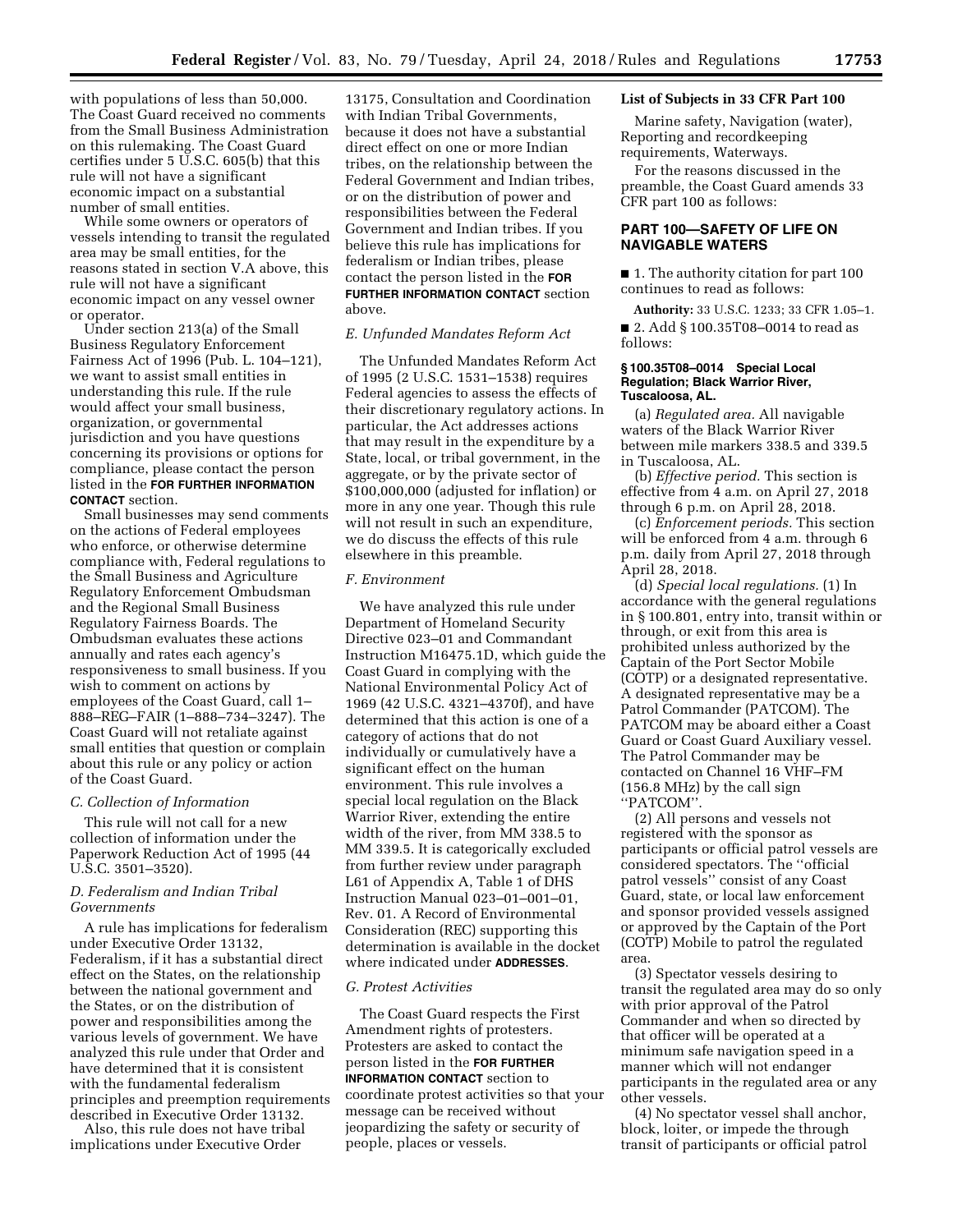with populations of less than 50,000. The Coast Guard received no comments from the Small Business Administration on this rulemaking. The Coast Guard certifies under 5 U.S.C. 605(b) that this rule will not have a significant economic impact on a substantial number of small entities.

While some owners or operators of vessels intending to transit the regulated area may be small entities, for the reasons stated in section V.A above, this rule will not have a significant economic impact on any vessel owner or operator.

Under section 213(a) of the Small Business Regulatory Enforcement Fairness Act of 1996 (Pub. L. 104–121), we want to assist small entities in understanding this rule. If the rule would affect your small business, organization, or governmental jurisdiction and you have questions concerning its provisions or options for compliance, please contact the person listed in the **FOR FURTHER INFORMATION CONTACT** section.

Small businesses may send comments on the actions of Federal employees who enforce, or otherwise determine compliance with, Federal regulations to the Small Business and Agriculture Regulatory Enforcement Ombudsman and the Regional Small Business Regulatory Fairness Boards. The Ombudsman evaluates these actions annually and rates each agency's responsiveness to small business. If you wish to comment on actions by employees of the Coast Guard, call 1–888–REG–FAIR (1–888–734–3247). The Coast Guard will not retaliate against small entities that question or complain about this rule or any policy or action of the Coast Guard.

### *C. Collection of Information*

This rule will not call for a new collection of information under the Paperwork Reduction Act of 1995 (44 U.S.C. 3501–3520).

### *D. Federalism and Indian Tribal Governments*

A rule has implications for federalism under Executive Order 13132, Federalism, if it has a substantial direct effect on the States, on the relationship between the national government and the States, or on the distribution of power and responsibilities among the various levels of government. We have analyzed this rule under that Order and have determined that it is consistent with the fundamental federalism principles and preemption requirements described in Executive Order 13132.

Also, this rule does not have tribal implications under Executive Order 13175, Consultation and Coordination with Indian Tribal Governments, because it does not have a substantial direct effect on one or more Indian tribes, on the relationship between the Federal Government and Indian tribes, or on the distribution of power and responsibilities between the Federal Government and Indian tribes. If you believe this rule has implications for federalism or Indian tribes, please contact the person listed in the **FOR FURTHER INFORMATION CONTACT** section above.

### *E. Unfunded Mandates Reform Act*

The Unfunded Mandates Reform Act of 1995 (2 U.S.C. 1531–1538) requires Federal agencies to assess the effects of their discretionary regulatory actions. In particular, the Act addresses actions that may result in the expenditure by a State, local, or tribal government, in the aggregate, or by the private sector of $100,000,000 (adjusted for inflation) or more in any one year. Though this rule will not result in such an expenditure, we do discuss the effects of this rule elsewhere in this preamble.

### *F. Environment*

We have analyzed this rule under Department of Homeland Security Directive 023–01 and Commandant Instruction M16475.1D, which guide the Coast Guard in complying with the National Environmental Policy Act of 1969 (42 U.S.C. 4321–4370f), and have determined that this action is one of a category of actions that do not individually or cumulatively have a significant effect on the human environment. This rule involves a special local regulation on the Black Warrior River, extending the entire width of the river, from MM 338.5 to MM 339.5. It is categorically excluded from further review under paragraph L61 of Appendix A, Table 1 of DHS Instruction Manual 023–01–001–01, Rev. 01. A Record of Environmental Consideration (REC) supporting this determination is available in the docket where indicated under **ADDRESSES**.

### *G. Protest Activities*

The Coast Guard respects the First Amendment rights of protesters. Protesters are asked to contact the person listed in the **FOR FURTHER INFORMATION CONTACT** section to coordinate protest activities so that your message can be received without jeopardizing the safety or security of people, places or vessels.

### List of Subjects in 33 CFR Part 100

Marine safety, Navigation (water), Reporting and recordkeeping requirements, Waterways.

For the reasons discussed in the preamble, the Coast Guard amends 33 CFR part 100 as follows:

## PART 100—SAFETY OF LIFE ON NAVIGABLE WATERS

■ 1. The authority citation for part 100 continues to read as follows:

**Authority:** 33 U.S.C. 1233; 33 CFR 1.05–1.

■ 2. Add § 100.35T08–0014 to read as follows:

#### § 100.35T08–0014 Special Local Regulation; Black Warrior River, Tuscaloosa, AL.

(a) *Regulated area.* All navigable waters of the Black Warrior River between mile markers 338.5 and 339.5 in Tuscaloosa, AL.

(b) *Effective period.* This section is effective from 4 a.m. on April 27, 2018 through 6 p.m. on April 28, 2018.

(c) *Enforcement periods.* This section will be enforced from 4 a.m. through 6 p.m. daily from April 27, 2018 through April 28, 2018.

(d) *Special local regulations.* (1) In accordance with the general regulations in § 100.801, entry into, transit within or through, or exit from this area is prohibited unless authorized by the Captain of the Port Sector Mobile (COTP) or a designated representative. A designated representative may be a Patrol Commander (PATCOM). The PATCOM may be aboard either a Coast Guard or Coast Guard Auxiliary vessel. The Patrol Commander may be contacted on Channel 16 VHF–FM (156.8 MHz) by the call sign "PATCOM".

(2) All persons and vessels not registered with the sponsor as participants or official patrol vessels are considered spectators. The "official patrol vessels" consist of any Coast Guard, state, or local law enforcement and sponsor provided vessels assigned or approved by the Captain of the Port (COTP) Mobile to patrol the regulated area.

(3) Spectator vessels desiring to transit the regulated area may do so only with prior approval of the Patrol Commander and when so directed by that officer will be operated at a minimum safe navigation speed in a manner which will not endanger participants in the regulated area or any other vessels.

(4) No spectator vessel shall anchor, block, loiter, or impede the through transit of participants or official patrol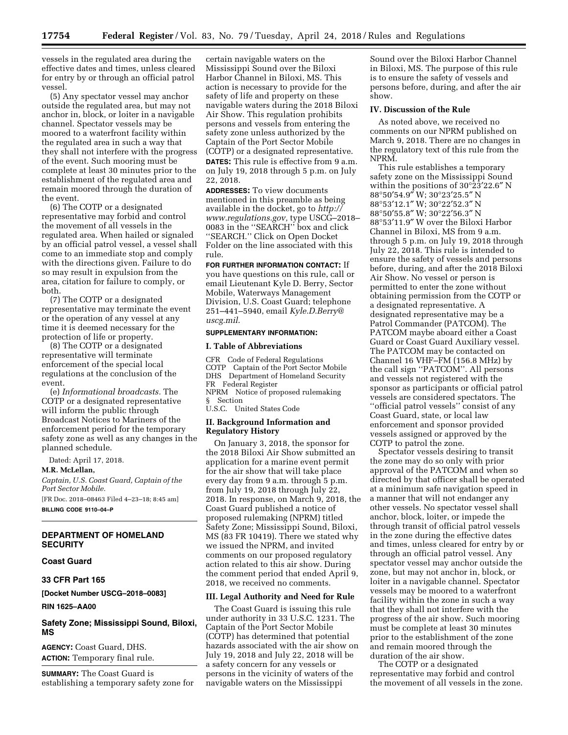vessels in the regulated area during the effective dates and times, unless cleared for entry by or through an official patrol vessel.

(5) Any spectator vessel may anchor outside the regulated area, but may not anchor in, block, or loiter in a navigable channel. Spectator vessels may be moored to a waterfront facility within the regulated area in such a way that they shall not interfere with the progress of the event. Such mooring must be complete at least 30 minutes prior to the establishment of the regulated area and remain moored through the duration of the event.

(6) The COTP or a designated representative may forbid and control the movement of all vessels in the regulated area. When hailed or signaled by an official patrol vessel, a vessel shall come to an immediate stop and comply with the directions given. Failure to do so may result in expulsion from the area, citation for failure to comply, or both.

(7) The COTP or a designated representative may terminate the event or the operation of any vessel at any time it is deemed necessary for the protection of life or property.

(8) The COTP or a designated representative will terminate enforcement of the special local regulations at the conclusion of the event.

(e) *Informational broadcasts.* The COTP or a designated representative will inform the public through Broadcast Notices to Mariners of the enforcement period for the temporary safety zone as well as any changes in the planned schedule.

Dated: April 17, 2018.

**M.R. McLellan,**

*Captain, U.S. Coast Guard, Captain of the Port Sector Mobile.*

[FR Doc. 2018–08463 Filed 4–23–18; 8:45 am]

**BILLING CODE 9110–04–P**

---

## DEPARTMENT OF HOMELAND SECURITY

### Coast Guard

### 33 CFR Part 165

**[Docket Number USCG–2018–0083]**

**RIN 1625–AA00**

## Safety Zone; Mississippi Sound, Biloxi, MS

**AGENCY:** Coast Guard, DHS.

**ACTION:** Temporary final rule.

**SUMMARY:** The Coast Guard is establishing a temporary safety zone for certain navigable waters on the Mississippi Sound over the Biloxi Harbor Channel in Biloxi, MS. This action is necessary to provide for the safety of life and property on these navigable waters during the 2018 Biloxi Air Show. This regulation prohibits persons and vessels from entering the safety zone unless authorized by the Captain of the Port Sector Mobile (COTP) or a designated representative.

**DATES:** This rule is effective from 9 a.m. on July 19, 2018 through 5 p.m. on July 22, 2018.

**ADDRESSES:** To view documents mentioned in this preamble as being available in the docket, go to *http://www.regulations.gov,* type USCG–2018–0083 in the ''SEARCH'' box and click ''SEARCH.'' Click on Open Docket Folder on the line associated with this rule.

**FOR FURTHER INFORMATION CONTACT:** If you have questions on this rule, call or email Lieutenant Kyle D. Berry, Sector Mobile, Waterways Management Division, U.S. Coast Guard; telephone 251–441–5940, email *Kyle.D.Berry@uscg.mil.*

**SUPPLEMENTARY INFORMATION:**

### I. Table of Abbreviations

CFR Code of Federal Regulations
COTP Captain of the Port Sector Mobile
DHS Department of Homeland Security
FR Federal Register
NPRM Notice of proposed rulemaking
§ Section
U.S.C. United States Code

### II. Background Information and Regulatory History

On January 3, 2018, the sponsor for the 2018 Biloxi Air Show submitted an application for a marine event permit for the air show that will take place every day from 9 a.m. through 5 p.m. from July 19, 2018 through July 22, 2018. In response, on March 9, 2018, the Coast Guard published a notice of proposed rulemaking (NPRM) titled Safety Zone; Mississippi Sound, Biloxi, MS (83 FR 10419). There we stated why we issued the NPRM, and invited comments on our proposed regulatory action related to this air show. During the comment period that ended April 9, 2018, we received no comments.

### III. Legal Authority and Need for Rule

The Coast Guard is issuing this rule under authority in 33 U.S.C. 1231. The Captain of the Port Sector Mobile (COTP) has determined that potential hazards associated with the air show on July 19, 2018 and July 22, 2018 will be a safety concern for any vessels or persons in the vicinity of waters of the navigable waters on the Mississippi Sound over the Biloxi Harbor Channel in Biloxi, MS. The purpose of this rule is to ensure the safety of vessels and persons before, during, and after the air show.

### IV. Discussion of the Rule

As noted above, we received no comments on our NPRM published on March 9, 2018. There are no changes in the regulatory text of this rule from the NPRM.

This rule establishes a temporary safety zone on the Mississippi Sound within the positions of 30°23′22.6″ N 88°50′54.9″ W; 30°23′25.5″ N 88°53′12.1″ W; 30°22′52.3″ N 88°50′55.8″ W; 30°22′56.3″ N 88°53′11.9″ W over the Biloxi Harbor Channel in Biloxi, MS from 9 a.m. through 5 p.m. on July 19, 2018 through July 22, 2018. This rule is intended to ensure the safety of vessels and persons before, during, and after the 2018 Biloxi Air Show. No vessel or person is permitted to enter the zone without obtaining permission from the COTP or a designated representative. A designated representative may be a Patrol Commander (PATCOM). The PATCOM maybe aboard either a Coast Guard or Coast Guard Auxiliary vessel. The PATCOM may be contacted on Channel 16 VHF–FM (156.8 MHz) by the call sign ''PATCOM''. All persons and vessels not registered with the sponsor as participants or official patrol vessels are considered spectators. The ''official patrol vessels'' consist of any Coast Guard, state, or local law enforcement and sponsor provided vessels assigned or approved by the COTP to patrol the zone.

Spectator vessels desiring to transit the zone may do so only with prior approval of the PATCOM and when so directed by that officer shall be operated at a minimum safe navigation speed in a manner that will not endanger any other vessels. No spectator vessel shall anchor, block, loiter, or impede the through transit of official patrol vessels in the zone during the effective dates and times, unless cleared for entry by or through an official patrol vessel. Any spectator vessel may anchor outside the zone, but may not anchor in, block, or loiter in a navigable channel. Spectator vessels may be moored to a waterfront facility within the zone in such a way that they shall not interfere with the progress of the air show. Such mooring must be complete at least 30 minutes prior to the establishment of the zone and remain moored through the duration of the air show.

The COTP or a designated representative may forbid and control the movement of all vessels in the zone.